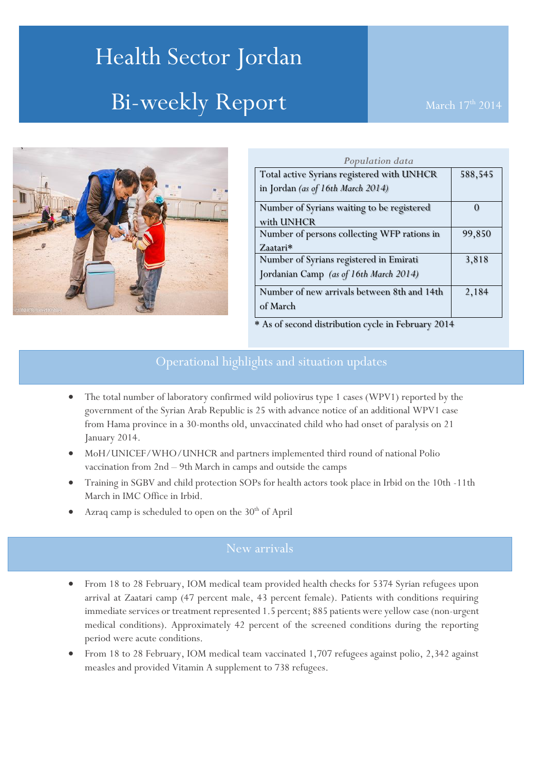# Health Sector Jordan

# Bi-weekly Report

March 17th 2014

| *Population data* | |
|---|---|
| Total active Syrians registered with UNHCR in Jordan *(as of 16th March 2014)* | 588,545 |
| Number of Syrians waiting to be registered with UNHCR | 0 |
| Number of persons collecting WFP rations in Zaatari* | 99,850 |
| Number of Syrians registered in Emirati Jordanian Camp *(as of 16th March 2014)* | 3,818 |
| Number of new arrivals between 8th and 14th of March | 2,184 |

* As of second distribution cycle in February 2014

## Operational highlights and situation updates

- The total number of laboratory confirmed wild poliovirus type 1 cases (WPV1) reported by the government of the Syrian Arab Republic is 25 with advance notice of an additional WPV1 case from Hama province in a 30-months old, unvaccinated child who had onset of paralysis on 21 January 2014.
- MoH/UNICEF/WHO/UNHCR and partners implemented third round of national Polio vaccination from 2nd – 9th March in camps and outside the camps
- Training in SGBV and child protection SOPs for health actors took place in Irbid on the 10th -11th March in IMC Office in Irbid.
- Azraq camp is scheduled to open on the 30th of April

## New arrivals

- From 18 to 28 February, IOM medical team provided health checks for 5374 Syrian refugees upon arrival at Zaatari camp (47 percent male, 43 percent female). Patients with conditions requiring immediate services or treatment represented 1.5 percent; 885 patients were yellow case (non-urgent medical conditions). Approximately 42 percent of the screened conditions during the reporting period were acute conditions.
- From 18 to 28 February, IOM medical team vaccinated 1,707 refugees against polio, 2,342 against measles and provided Vitamin A supplement to 738 refugees.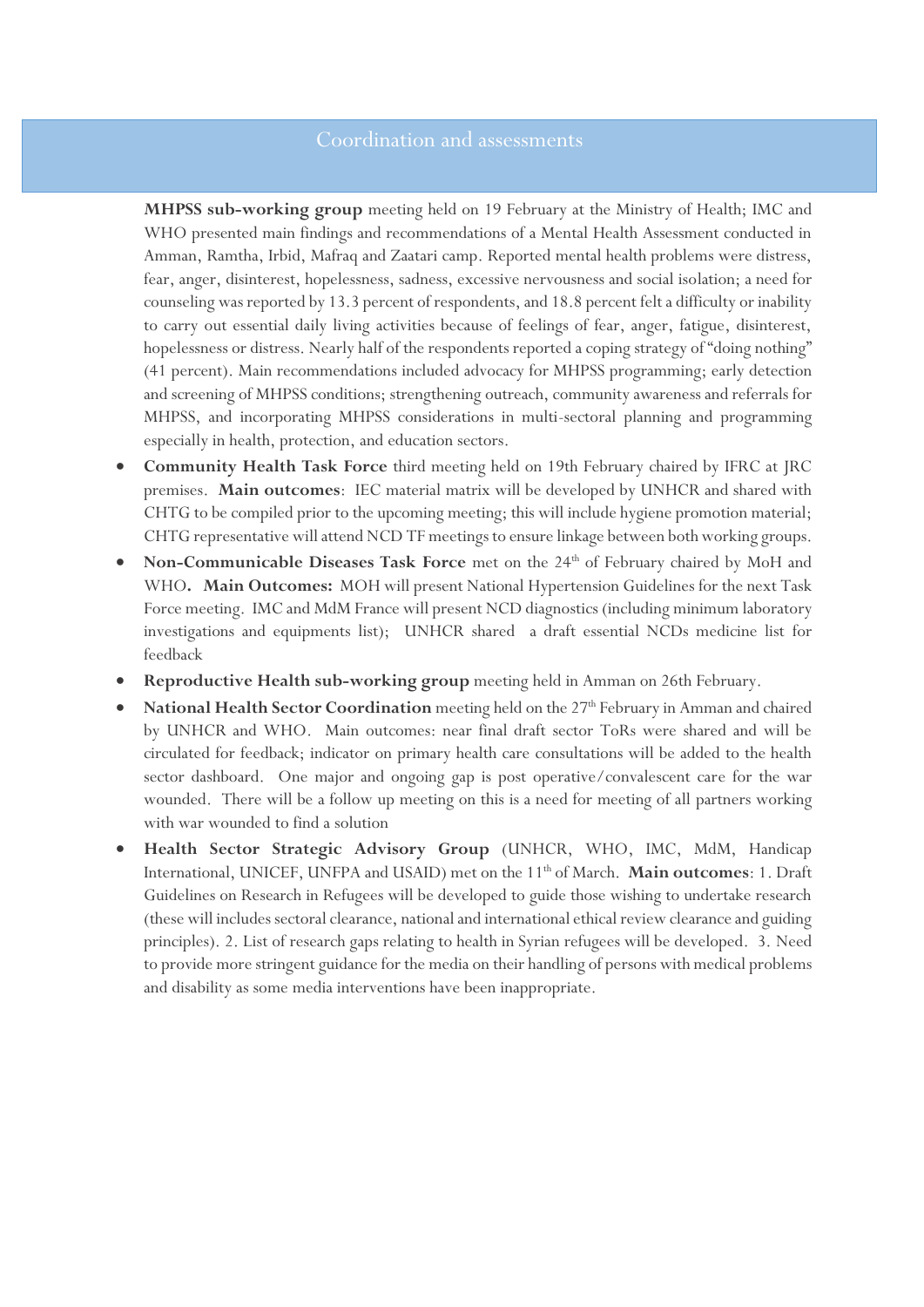## Coordination and assessments

**MHPSS sub-working group** meeting held on 19 February at the Ministry of Health; IMC and WHO presented main findings and recommendations of a Mental Health Assessment conducted in Amman, Ramtha, Irbid, Mafraq and Zaatari camp. Reported mental health problems were distress, fear, anger, disinterest, hopelessness, sadness, excessive nervousness and social isolation; a need for counseling was reported by 13.3 percent of respondents, and 18.8 percent felt a difficulty or inability to carry out essential daily living activities because of feelings of fear, anger, fatigue, disinterest, hopelessness or distress. Nearly half of the respondents reported a coping strategy of "doing nothing" (41 percent). Main recommendations included advocacy for MHPSS programming; early detection and screening of MHPSS conditions; strengthening outreach, community awareness and referrals for MHPSS, and incorporating MHPSS considerations in multi-sectoral planning and programming especially in health, protection, and education sectors.

- **Community Health Task Force** third meeting held on 19th February chaired by IFRC at JRC premises. **Main outcomes**: IEC material matrix will be developed by UNHCR and shared with CHTG to be compiled prior to the upcoming meeting; this will include hygiene promotion material; CHTG representative will attend NCD TF meetings to ensure linkage between both working groups.
- **Non-Communicable Diseases Task Force** met on the 24th of February chaired by MoH and WHO**. Main Outcomes:** MOH will present National Hypertension Guidelines for the next Task Force meeting. IMC and MdM France will present NCD diagnostics (including minimum laboratory investigations and equipments list); UNHCR shared a draft essential NCDs medicine list for feedback
- **Reproductive Health sub-working group** meeting held in Amman on 26th February.
- **National Health Sector Coordination** meeting held on the 27th February in Amman and chaired by UNHCR and WHO. Main outcomes: near final draft sector ToRs were shared and will be circulated for feedback; indicator on primary health care consultations will be added to the health sector dashboard. One major and ongoing gap is post operative/convalescent care for the war wounded. There will be a follow up meeting on this is a need for meeting of all partners working with war wounded to find a solution
- **Health Sector Strategic Advisory Group** (UNHCR, WHO, IMC, MdM, Handicap International, UNICEF, UNFPA and USAID) met on the 11th of March. **Main outcomes**: 1. Draft Guidelines on Research in Refugees will be developed to guide those wishing to undertake research (these will includes sectoral clearance, national and international ethical review clearance and guiding principles). 2. List of research gaps relating to health in Syrian refugees will be developed. 3. Need to provide more stringent guidance for the media on their handling of persons with medical problems and disability as some media interventions have been inappropriate.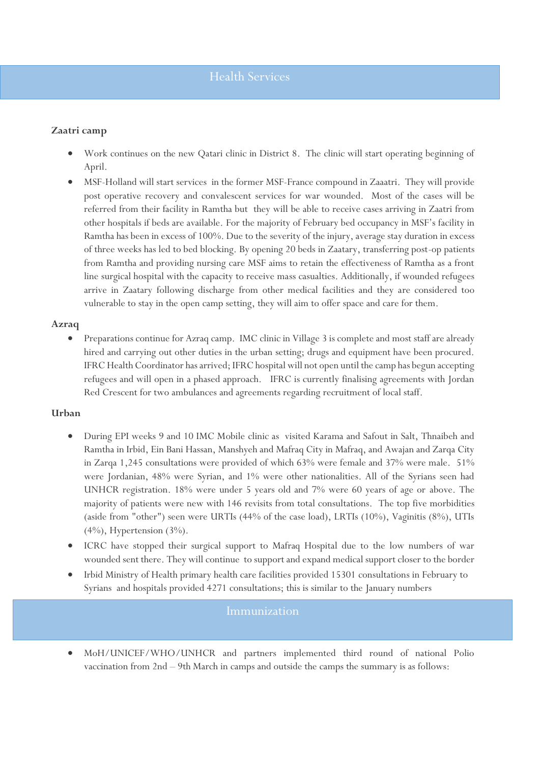## Health Services

### Zaatri camp

- Work continues on the new Qatari clinic in District 8. The clinic will start operating beginning of April.
- MSF-Holland will start services in the former MSF-France compound in Zaaatri. They will provide post operative recovery and convalescent services for war wounded. Most of the cases will be referred from their facility in Ramtha but they will be able to receive cases arriving in Zaatri from other hospitals if beds are available. For the majority of February bed occupancy in MSF's facility in Ramtha has been in excess of 100%. Due to the severity of the injury, average stay duration in excess of three weeks has led to bed blocking. By opening 20 beds in Zaatary, transferring post-op patients from Ramtha and providing nursing care MSF aims to retain the effectiveness of Ramtha as a front line surgical hospital with the capacity to receive mass casualties. Additionally, if wounded refugees arrive in Zaatary following discharge from other medical facilities and they are considered too vulnerable to stay in the open camp setting, they will aim to offer space and care for them.

### Azraq

- Preparations continue for Azraq camp. IMC clinic in Village 3 is complete and most staff are already hired and carrying out other duties in the urban setting; drugs and equipment have been procured. IFRC Health Coordinator has arrived; IFRC hospital will not open until the camp has begun accepting refugees and will open in a phased approach. IFRC is currently finalising agreements with Jordan Red Crescent for two ambulances and agreements regarding recruitment of local staff.

### Urban

- During EPI weeks 9 and 10 IMC Mobile clinic as visited Karama and Safout in Salt, Thnaibeh and Ramtha in Irbid, Ein Bani Hassan, Manshyeh and Mafraq City in Mafraq, and Awajan and Zarqa City in Zarqa 1,245 consultations were provided of which 63% were female and 37% were male. 51% were Jordanian, 48% were Syrian, and 1% were other nationalities. All of the Syrians seen had UNHCR registration. 18% were under 5 years old and 7% were 60 years of age or above. The majority of patients were new with 146 revisits from total consultations. The top five morbidities (aside from "other") seen were URTIs (44% of the case load), LRTIs (10%), Vaginitis (8%), UTIs (4%), Hypertension (3%).
- ICRC have stopped their surgical support to Mafraq Hospital due to the low numbers of war wounded sent there. They will continue to support and expand medical support closer to the border
- Irbid Ministry of Health primary health care facilities provided 15301 consultations in February to Syrians and hospitals provided 4271 consultations; this is similar to the January numbers

## Immunization

- MoH/UNICEF/WHO/UNHCR and partners implemented third round of national Polio vaccination from 2nd – 9th March in camps and outside the camps the summary is as follows: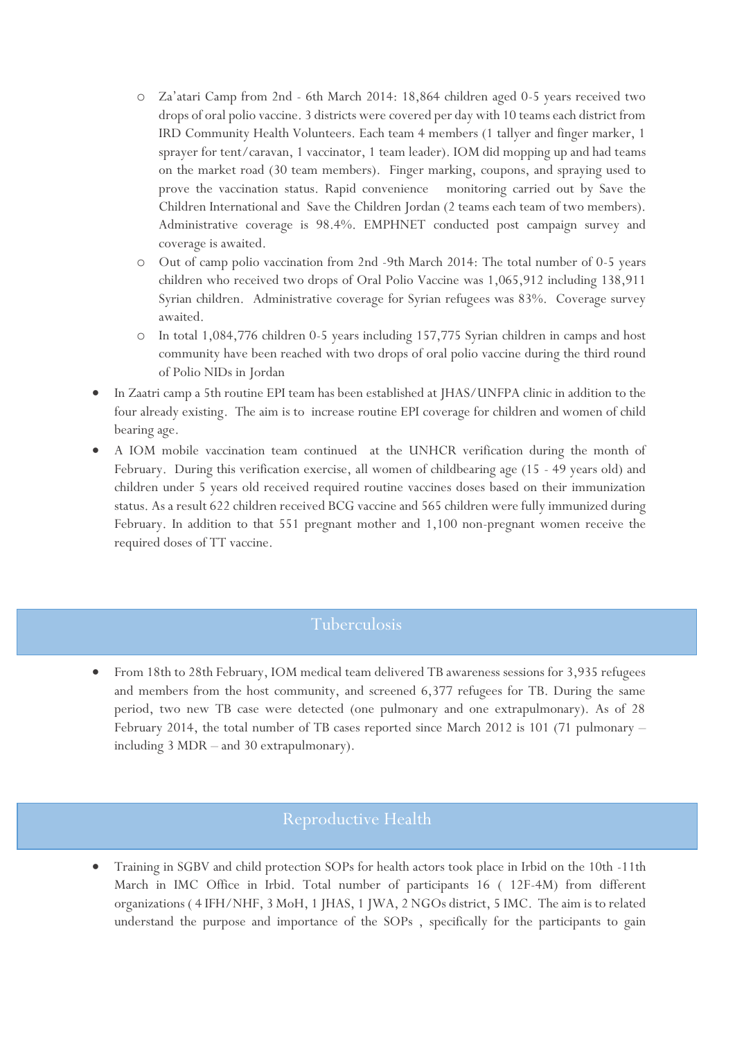- Za'atari Camp from 2nd - 6th March 2014: 18,864 children aged 0-5 years received two drops of oral polio vaccine. 3 districts were covered per day with 10 teams each district from IRD Community Health Volunteers. Each team 4 members (1 tallyer and finger marker, 1 sprayer for tent/caravan, 1 vaccinator, 1 team leader). IOM did mopping up and had teams on the market road (30 team members). Finger marking, coupons, and spraying used to prove the vaccination status. Rapid convenience monitoring carried out by Save the Children International and Save the Children Jordan (2 teams each team of two members). Administrative coverage is 98.4%. EMPHNET conducted post campaign survey and coverage is awaited.
- Out of camp polio vaccination from 2nd -9th March 2014: The total number of 0-5 years children who received two drops of Oral Polio Vaccine was 1,065,912 including 138,911 Syrian children. Administrative coverage for Syrian refugees was 83%. Coverage survey awaited.
- In total 1,084,776 children 0-5 years including 157,775 Syrian children in camps and host community have been reached with two drops of oral polio vaccine during the third round of Polio NIDs in Jordan

- In Zaatri camp a 5th routine EPI team has been established at JHAS/UNFPA clinic in addition to the four already existing. The aim is to increase routine EPI coverage for children and women of child bearing age.
- A IOM mobile vaccination team continued at the UNHCR verification during the month of February. During this verification exercise, all women of childbearing age (15 - 49 years old) and children under 5 years old received required routine vaccines doses based on their immunization status. As a result 622 children received BCG vaccine and 565 children were fully immunized during February. In addition to that 551 pregnant mother and 1,100 non-pregnant women receive the required doses of TT vaccine.

## Tuberculosis

- From 18th to 28th February, IOM medical team delivered TB awareness sessions for 3,935 refugees and members from the host community, and screened 6,377 refugees for TB. During the same period, two new TB case were detected (one pulmonary and one extrapulmonary). As of 28 February 2014, the total number of TB cases reported since March 2012 is 101 (71 pulmonary – including 3 MDR – and 30 extrapulmonary).

## Reproductive Health

- Training in SGBV and child protection SOPs for health actors took place in Irbid on the 10th -11th March in IMC Office in Irbid. Total number of participants 16 ( 12F-4M) from different organizations ( 4 IFH/NHF, 3 MoH, 1 JHAS, 1 JWA, 2 NGOs district, 5 IMC. The aim is to related understand the purpose and importance of the SOPs , specifically for the participants to gain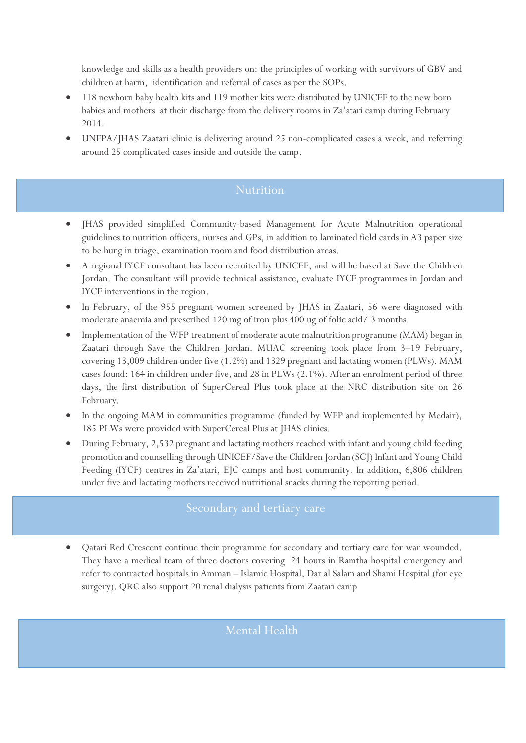knowledge and skills as a health providers on: the principles of working with survivors of GBV and children at harm, identification and referral of cases as per the SOPs.

- 118 newborn baby health kits and 119 mother kits were distributed by UNICEF to the new born babies and mothers at their discharge from the delivery rooms in Za'atari camp during February 2014.
- UNFPA/JHAS Zaatari clinic is delivering around 25 non-complicated cases a week, and referring around 25 complicated cases inside and outside the camp.

## Nutrition

- JHAS provided simplified Community-based Management for Acute Malnutrition operational guidelines to nutrition officers, nurses and GPs, in addition to laminated field cards in A3 paper size to be hung in triage, examination room and food distribution areas.
- A regional IYCF consultant has been recruited by UNICEF, and will be based at Save the Children Jordan. The consultant will provide technical assistance, evaluate IYCF programmes in Jordan and IYCF interventions in the region.
- In February, of the 955 pregnant women screened by JHAS in Zaatari, 56 were diagnosed with moderate anaemia and prescribed 120 mg of iron plus 400 ug of folic acid/ 3 months.
- Implementation of the WFP treatment of moderate acute malnutrition programme (MAM) began in Zaatari through Save the Children Jordan. MUAC screening took place from 3–19 February, covering 13,009 children under five (1.2%) and 1329 pregnant and lactating women (PLWs). MAM cases found: 164 in children under five, and 28 in PLWs (2.1%). After an enrolment period of three days, the first distribution of SuperCereal Plus took place at the NRC distribution site on 26 February.
- In the ongoing MAM in communities programme (funded by WFP and implemented by Medair), 185 PLWs were provided with SuperCereal Plus at JHAS clinics.
- During February, 2,532 pregnant and lactating mothers reached with infant and young child feeding promotion and counselling through UNICEF/Save the Children Jordan (SCJ) Infant and Young Child Feeding (IYCF) centres in Za'atari, EJC camps and host community. In addition, 6,806 children under five and lactating mothers received nutritional snacks during the reporting period.

## Secondary and tertiary care

- Qatari Red Crescent continue their programme for secondary and tertiary care for war wounded. They have a medical team of three doctors covering 24 hours in Ramtha hospital emergency and refer to contracted hospitals in Amman – Islamic Hospital, Dar al Salam and Shami Hospital (for eye surgery). QRC also support 20 renal dialysis patients from Zaatari camp

## Mental Health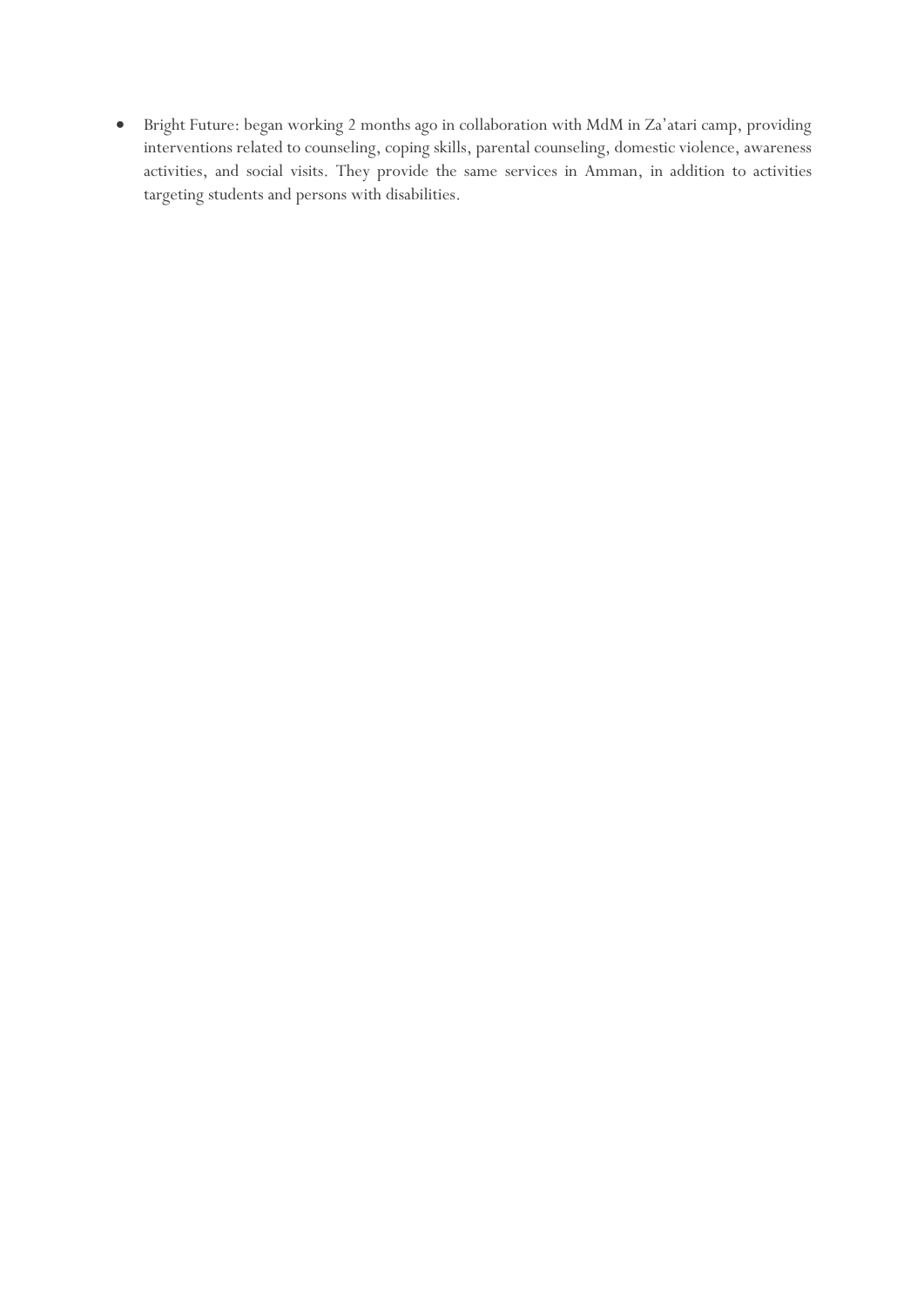- Bright Future: began working 2 months ago in collaboration with MdM in Za'atari camp, providing interventions related to counseling, coping skills, parental counseling, domestic violence, awareness activities, and social visits. They provide the same services in Amman, in addition to activities targeting students and persons with disabilities.